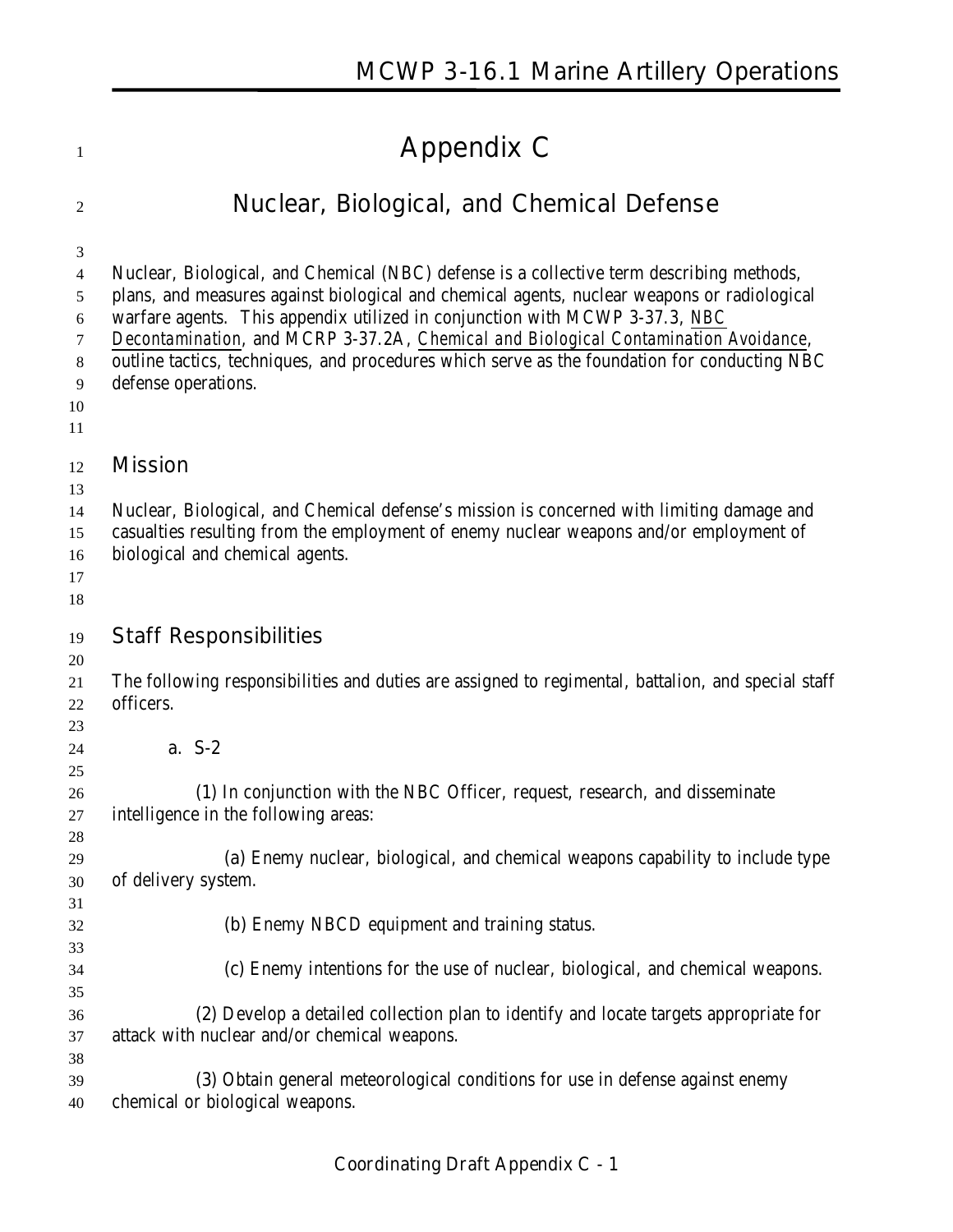# Appendix C

# Nuclear, Biological, and Chemical Defense

Nuclear, Biological, and Chemical (NBC) defense is a collective term describing methods, plans, and measures against biological and chemical agents, nuclear weapons or radiological warfare agents. This appendix utilized in conjunction with MCWP 3-37.3, *NBC Decontamination*, and MCRP 3-37.2A, *Chemical and Biological Contamination Avoidance*, outline tactics, techniques, and procedures which serve as the foundation for conducting NBC defense operations.

## Mission

Nuclear, Biological, and Chemical defense's mission is concerned with limiting damage and casualties resulting from the employment of enemy nuclear weapons and/or employment of biological and chemical agents.

## Staff Responsibilities

The following responsibilities and duties are assigned to regimental, battalion, and special staff officers.

### a. S-2

(1) In conjunction with the NBC Officer, request, research, and disseminate intelligence in the following areas:

(a) Enemy nuclear, biological, and chemical weapons capability to include type of delivery system.

(b) Enemy NBCD equipment and training status.

(c) Enemy intentions for the use of nuclear, biological, and chemical weapons.

(2) Develop a detailed collection plan to identify and locate targets appropriate for attack with nuclear and/or chemical weapons.

(3) Obtain general meteorological conditions for use in defense against enemy chemical or biological weapons.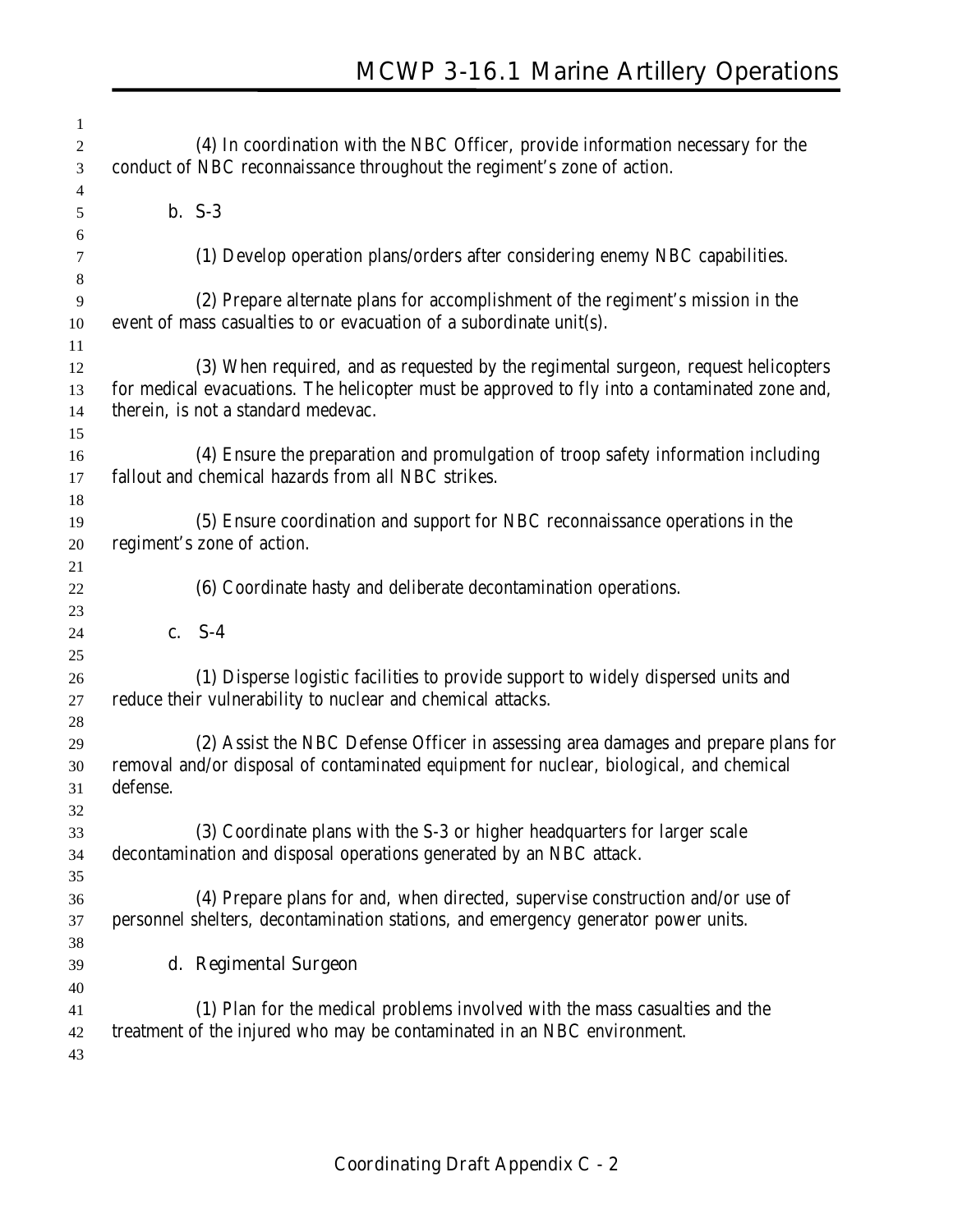(4) In coordination with the NBC Officer, provide information necessary for the conduct of NBC reconnaissance throughout the regiment's zone of action.

b. S-3

(1) Develop operation plans/orders after considering enemy NBC capabilities.

(2) Prepare alternate plans for accomplishment of the regiment's mission in the event of mass casualties to or evacuation of a subordinate unit(s).

(3) When required, and as requested by the regimental surgeon, request helicopters for medical evacuations. The helicopter must be approved to fly into a contaminated zone and, therein, is not a standard medevac.

(4) Ensure the preparation and promulgation of troop safety information including fallout and chemical hazards from all NBC strikes.

(5) Ensure coordination and support for NBC reconnaissance operations in the regiment's zone of action.

(6) Coordinate hasty and deliberate decontamination operations.

c. S-4

(1) Disperse logistic facilities to provide support to widely dispersed units and reduce their vulnerability to nuclear and chemical attacks.

(2) Assist the NBC Defense Officer in assessing area damages and prepare plans for removal and/or disposal of contaminated equipment for nuclear, biological, and chemical defense.

(3) Coordinate plans with the S-3 or higher headquarters for larger scale decontamination and disposal operations generated by an NBC attack.

(4) Prepare plans for and, when directed, supervise construction and/or use of personnel shelters, decontamination stations, and emergency generator power units.

d. Regimental Surgeon

(1) Plan for the medical problems involved with the mass casualties and the treatment of the injured who may be contaminated in an NBC environment.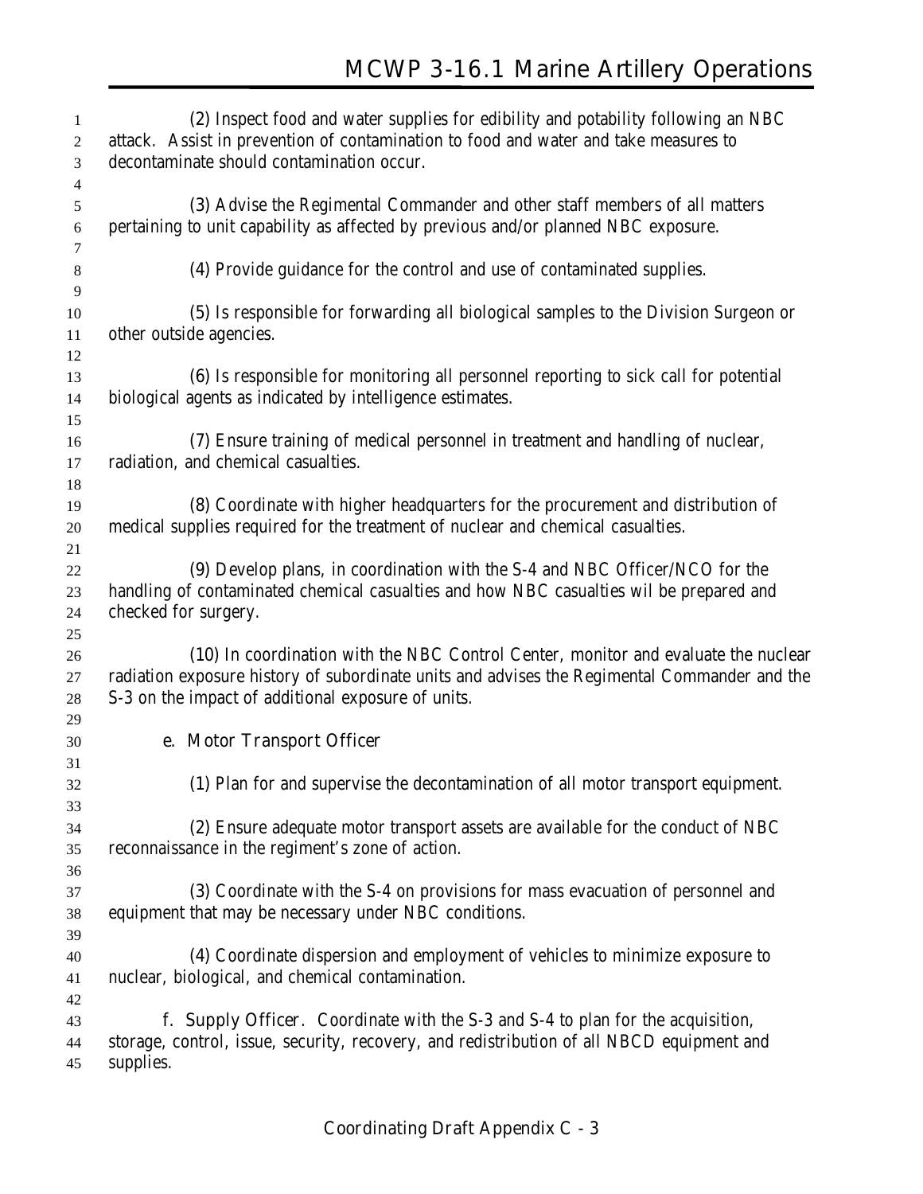(2) Inspect food and water supplies for edibility and potability following an NBC attack. Assist in prevention of contamination to food and water and take measures to decontaminate should contamination occur.

(3) Advise the Regimental Commander and other staff members of all matters pertaining to unit capability as affected by previous and/or planned NBC exposure.

(4) Provide guidance for the control and use of contaminated supplies.

(5) Is responsible for forwarding all biological samples to the Division Surgeon or other outside agencies.

(6) Is responsible for monitoring all personnel reporting to sick call for potential biological agents as indicated by intelligence estimates.

(7) Ensure training of medical personnel in treatment and handling of nuclear, radiation, and chemical casualties.

(8) Coordinate with higher headquarters for the procurement and distribution of medical supplies required for the treatment of nuclear and chemical casualties.

(9) Develop plans, in coordination with the S-4 and NBC Officer/NCO for the handling of contaminated chemical casualties and how NBC casualties wil be prepared and checked for surgery.

(10) In coordination with the NBC Control Center, monitor and evaluate the nuclear radiation exposure history of subordinate units and advises the Regimental Commander and the S-3 on the impact of additional exposure of units.

**e. Motor Transport Officer**

(1) Plan for and supervise the decontamination of all motor transport equipment.

(2) Ensure adequate motor transport assets are available for the conduct of NBC reconnaissance in the regiment's zone of action.

(3) Coordinate with the S-4 on provisions for mass evacuation of personnel and equipment that may be necessary under NBC conditions.

(4) Coordinate dispersion and employment of vehicles to minimize exposure to nuclear, biological, and chemical contamination.

**f. Supply Officer.** Coordinate with the S-3 and S-4 to plan for the acquisition, storage, control, issue, security, recovery, and redistribution of all NBCD equipment and supplies.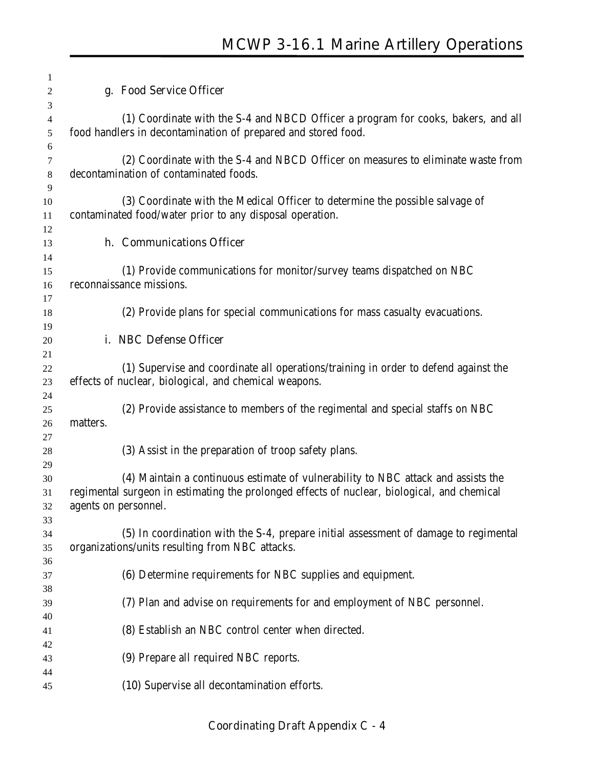g. Food Service Officer

(1) Coordinate with the S-4 and NBCD Officer a program for cooks, bakers, and all food handlers in decontamination of prepared and stored food.

(2) Coordinate with the S-4 and NBCD Officer on measures to eliminate waste from decontamination of contaminated foods.

(3) Coordinate with the Medical Officer to determine the possible salvage of contaminated food/water prior to any disposal operation.

h. Communications Officer

(1) Provide communications for monitor/survey teams dispatched on NBC reconnaissance missions.

(2) Provide plans for special communications for mass casualty evacuations.

i. NBC Defense Officer

(1) Supervise and coordinate all operations/training in order to defend against the effects of nuclear, biological, and chemical weapons.

(2) Provide assistance to members of the regimental and special staffs on NBC matters.

(3) Assist in the preparation of troop safety plans.

(4) Maintain a continuous estimate of vulnerability to NBC attack and assists the regimental surgeon in estimating the prolonged effects of nuclear, biological, and chemical agents on personnel.

(5) In coordination with the S-4, prepare initial assessment of damage to regimental organizations/units resulting from NBC attacks.

(6) Determine requirements for NBC supplies and equipment.

(7) Plan and advise on requirements for and employment of NBC personnel.

(8) Establish an NBC control center when directed.

(9) Prepare all required NBC reports.

(10) Supervise all decontamination efforts.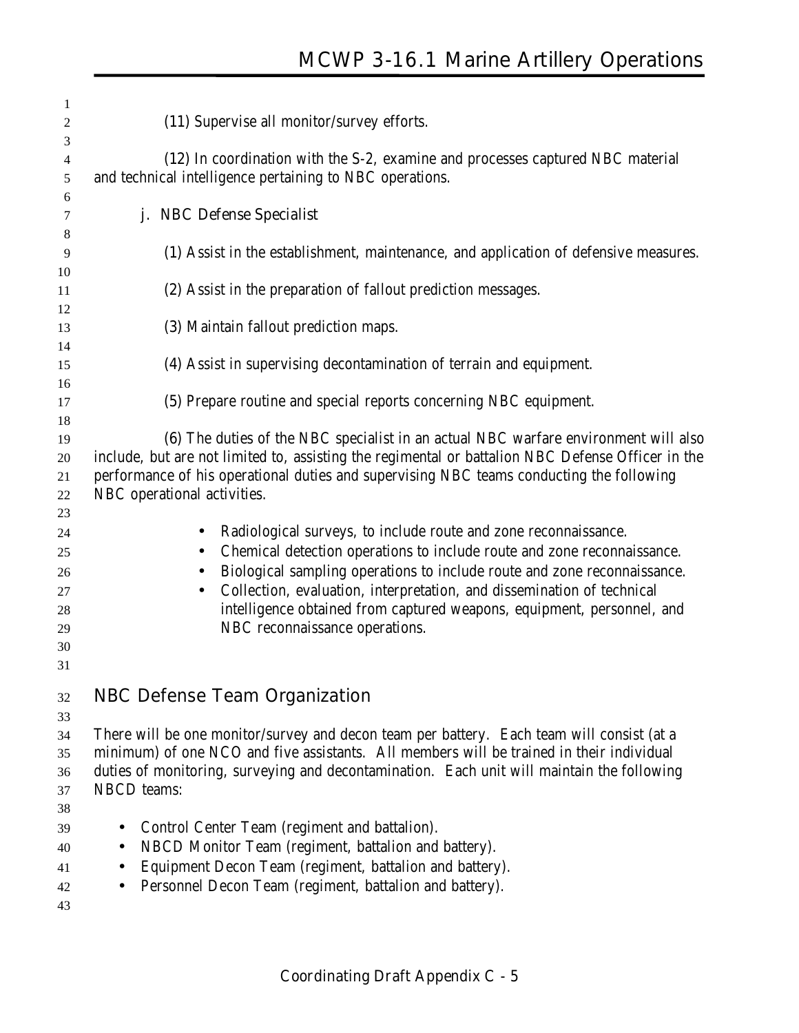(11) Supervise all monitor/survey efforts.

(12) In coordination with the S-2, examine and processes captured NBC material and technical intelligence pertaining to NBC operations.

j. NBC Defense Specialist

(1) Assist in the establishment, maintenance, and application of defensive measures.

(2) Assist in the preparation of fallout prediction messages.

(3) Maintain fallout prediction maps.

(4) Assist in supervising decontamination of terrain and equipment.

(5) Prepare routine and special reports concerning NBC equipment.

(6) The duties of the NBC specialist in an actual NBC warfare environment will also include, but are not limited to, assisting the regimental or battalion NBC Defense Officer in the performance of his operational duties and supervising NBC teams conducting the following NBC operational activities.

- Radiological surveys, to include route and zone reconnaissance.
- Chemical detection operations to include route and zone reconnaissance.
- Biological sampling operations to include route and zone reconnaissance.
- Collection, evaluation, interpretation, and dissemination of technical intelligence obtained from captured weapons, equipment, personnel, and NBC reconnaissance operations.

## NBC Defense Team Organization

There will be one monitor/survey and decon team per battery. Each team will consist (at a minimum) of one NCO and five assistants. All members will be trained in their individual duties of monitoring, surveying and decontamination. Each unit will maintain the following NBCD teams:

- Control Center Team (regiment and battalion).
- NBCD Monitor Team (regiment, battalion and battery).
- Equipment Decon Team (regiment, battalion and battery).
- Personnel Decon Team (regiment, battalion and battery).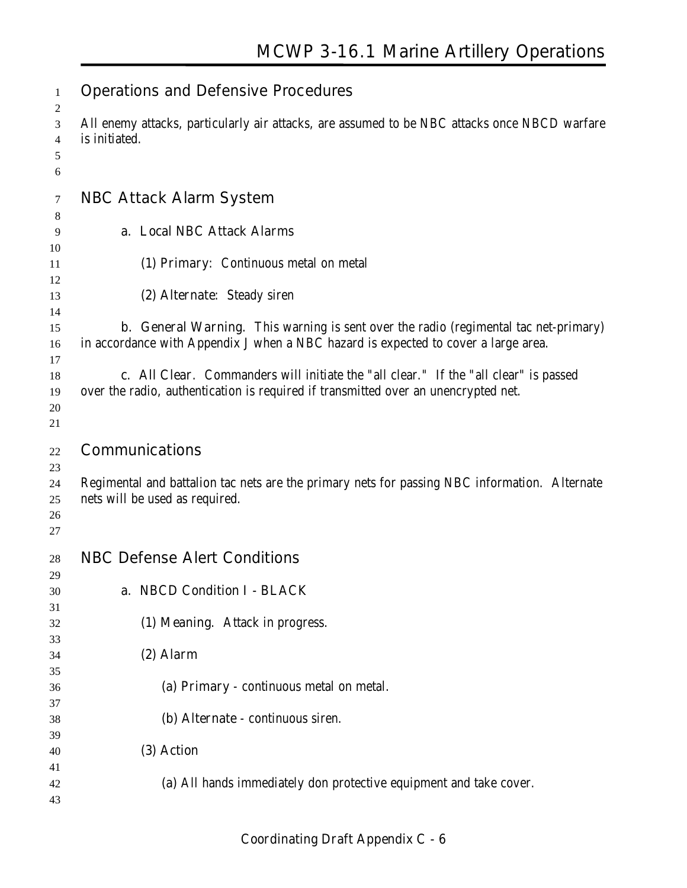## Operations and Defensive Procedures

All enemy attacks, particularly air attacks, are assumed to be NBC attacks once NBCD warfare is initiated.

## NBC Attack Alarm System

a. Local NBC Attack Alarms

(1) Primary: Continuous metal on metal

(2) Alternate: Steady siren

b. General Warning. This warning is sent over the radio (regimental tac net-primary) in accordance with Appendix J when a NBC hazard is expected to cover a large area.

c. All Clear. Commanders will initiate the "all clear." If the "all clear" is passed over the radio, authentication is required if transmitted over an unencrypted net.

## Communications

Regimental and battalion tac nets are the primary nets for passing NBC information. Alternate nets will be used as required.

## NBC Defense Alert Conditions

a. NBCD Condition I - BLACK

(1) Meaning. Attack in progress.

(2) Alarm

(a) Primary - continuous metal on metal.

(b) Alternate - continuous siren.

(3) Action

(a) All hands immediately don protective equipment and take cover.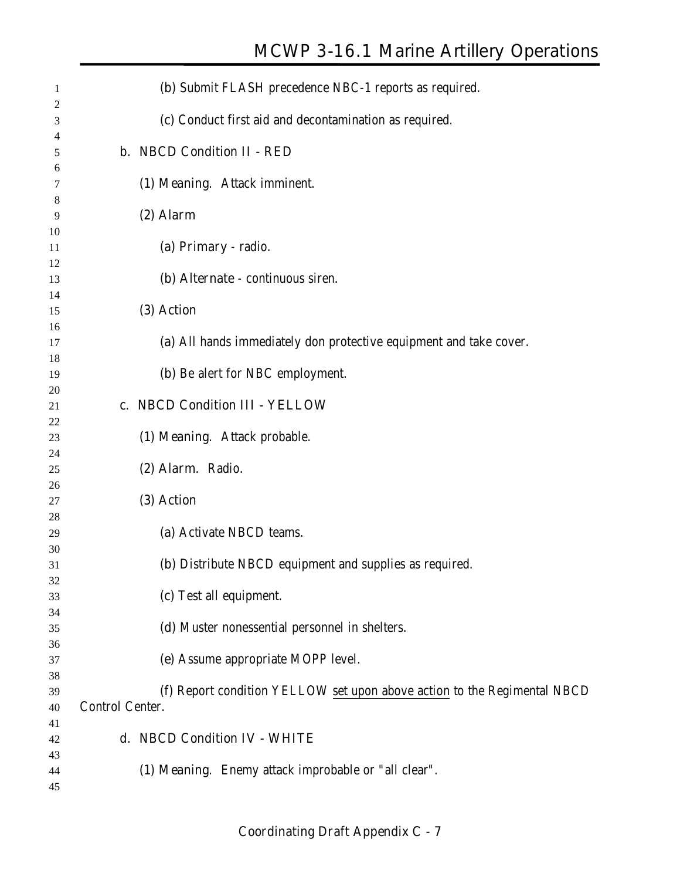(b) Submit FLASH precedence NBC-1 reports as required.

(c) Conduct first aid and decontamination as required.

b. NBCD Condition II - RED

(1) Meaning. Attack imminent.

(2) Alarm

(a) Primary - radio.

(b) Alternate - continuous siren.

(3) Action

(a) All hands immediately don protective equipment and take cover.

(b) Be alert for NBC employment.

c. NBCD Condition III - YELLOW

(1) Meaning. Attack probable.

(2) Alarm. Radio.

(3) Action

(a) Activate NBCD teams.

(b) Distribute NBCD equipment and supplies as required.

(c) Test all equipment.

(d) Muster nonessential personnel in shelters.

(e) Assume appropriate MOPP level.

(f) Report condition YELLOW <u>set upon above action</u> to the Regimental NBCD Control Center.

d. NBCD Condition IV - WHITE

(1) Meaning. Enemy attack improbable or "all clear".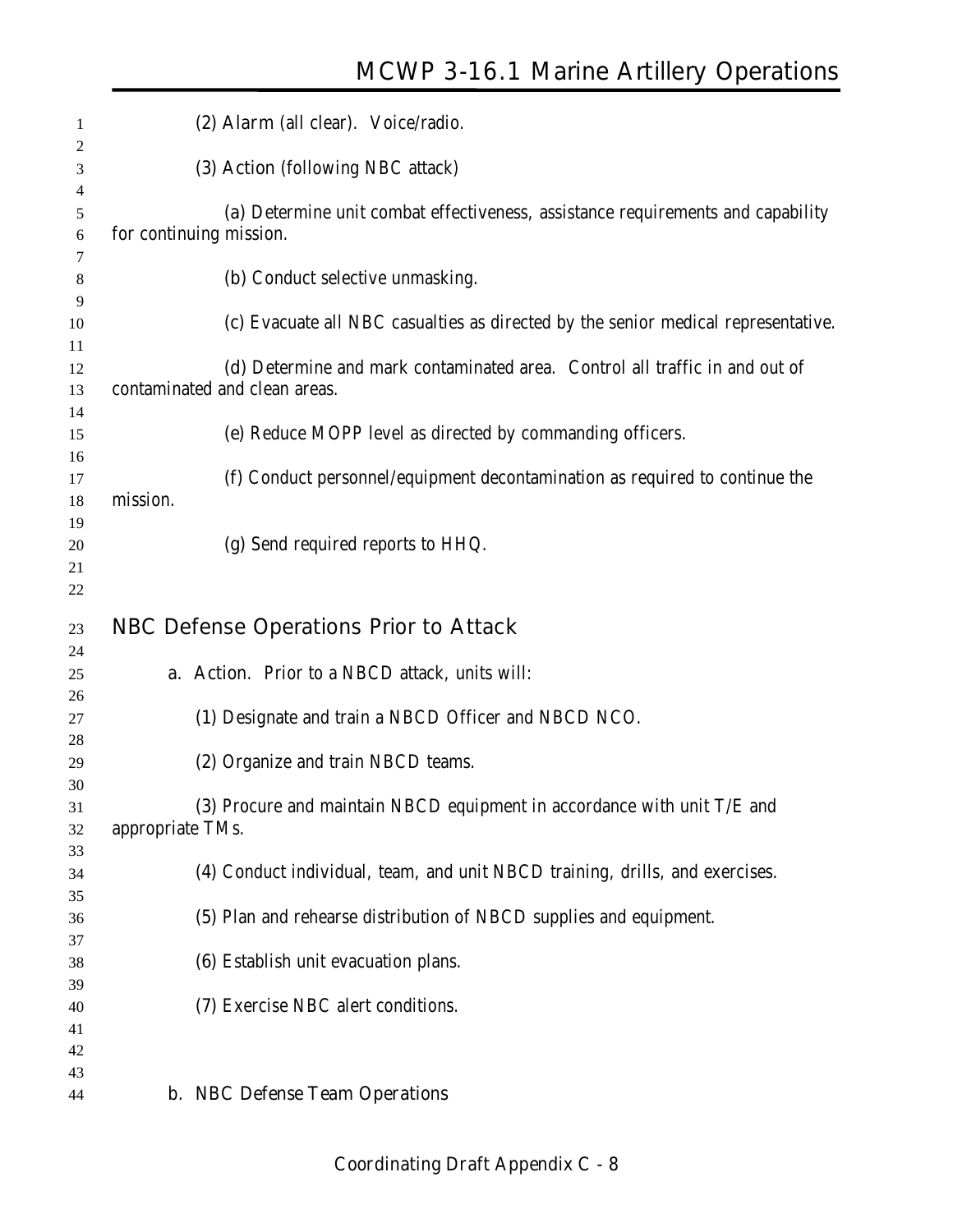(2) Alarm (all clear). Voice/radio.

(3) Action (following NBC attack)

(a) Determine unit combat effectiveness, assistance requirements and capability for continuing mission.

(b) Conduct selective unmasking.

(c) Evacuate all NBC casualties as directed by the senior medical representative.

(d) Determine and mark contaminated area. Control all traffic in and out of contaminated and clean areas.

(e) Reduce MOPP level as directed by commanding officers.

(f) Conduct personnel/equipment decontamination as required to continue the mission.

(g) Send required reports to HHQ.

## NBC Defense Operations Prior to Attack

a. Action. Prior to a NBCD attack, units will:

(1) Designate and train a NBCD Officer and NBCD NCO.

(2) Organize and train NBCD teams.

(3) Procure and maintain NBCD equipment in accordance with unit T/E and appropriate TMs.

(4) Conduct individual, team, and unit NBCD training, drills, and exercises.

(5) Plan and rehearse distribution of NBCD supplies and equipment.

(6) Establish unit evacuation plans.

(7) Exercise NBC alert conditions.

b. NBC Defense Team Operations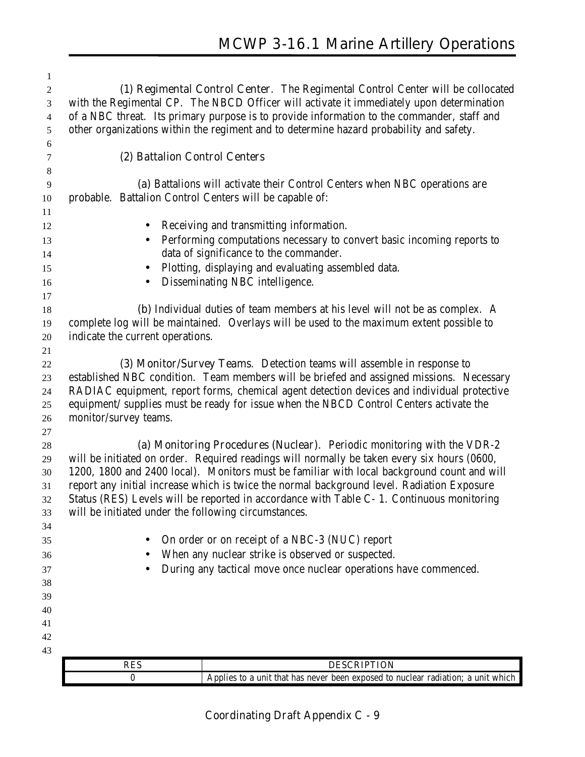(1) Regimental Control Center. The Regimental Control Center will be collocated with the Regimental CP. The NBCD Officer will activate it immediately upon determination of a NBC threat. Its primary purpose is to provide information to the commander, staff and other organizations within the regiment and to determine hazard probability and safety.

(2) Battalion Control Centers

(a) Battalions will activate their Control Centers when NBC operations are probable. Battalion Control Centers will be capable of:

- Receiving and transmitting information.
- Performing computations necessary to convert basic incoming reports to data of significance to the commander.
- Plotting, displaying and evaluating assembled data.
- Disseminating NBC intelligence.

(b) Individual duties of team members at his level will not be as complex. A complete log will be maintained. Overlays will be used to the maximum extent possible to indicate the current operations.

(3) Monitor/Survey Teams. Detection teams will assemble in response to established NBC condition. Team members will be briefed and assigned missions. Necessary RADIAC equipment, report forms, chemical agent detection devices and individual protective equipment/ supplies must be ready for issue when the NBCD Control Centers activate the monitor/survey teams.

(a) Monitoring Procedures (Nuclear). Periodic monitoring with the VDR-2 will be initiated on order. Required readings will normally be taken every six hours (0600, 1200, 1800 and 2400 local). Monitors must be familiar with local background count and will report any initial increase which is twice the normal background level. Radiation Exposure Status (RES) Levels will be reported in accordance with Table C- 1. Continuous monitoring will be initiated under the following circumstances.

- On order or on receipt of a NBC-3 (NUC) report
- When any nuclear strike is observed or suspected.
- During any tactical move once nuclear operations have commenced.

| RES | DESCRIPTION |
|---|---|
| 0 | Applies to a unit that has never been exposed to nuclear radiation; a unit which |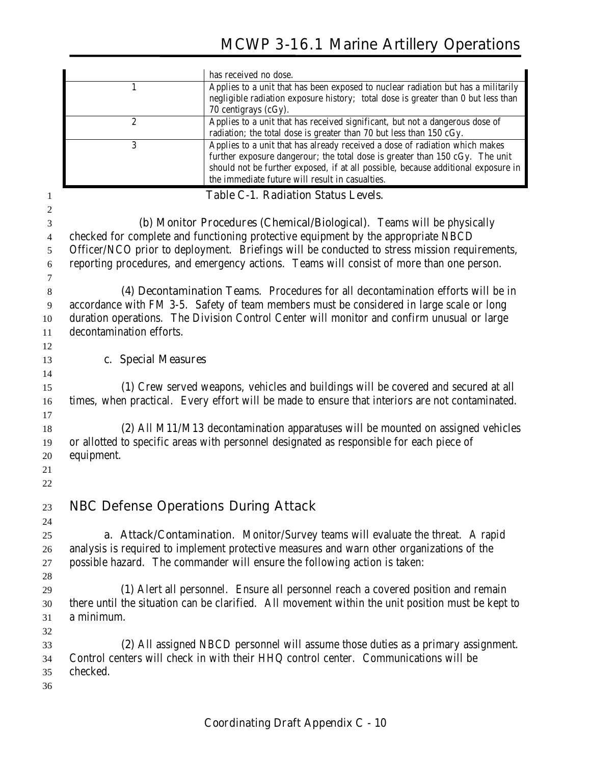| | |
|---|---|
| | has received no dose. |
| 1 | Applies to a unit that has been exposed to nuclear radiation but has a militarily negligible radiation exposure history; total dose is greater than 0 but less than 70 centigrays (cGy). |
| 2 | Applies to a unit that has received significant, but not a dangerous dose of radiation; the total dose is greater than 70 but less than 150 cGy. |
| 3 | Applies to a unit that has already received a dose of radiation which makes further exposure dangerour; the total dose is greater than 150 cGy. The unit should not be further exposed, if at all possible, because additional exposure in the immediate future will result in casualties. |

Table C-1. Radiation Status Levels.

(b) Monitor Procedures (Chemical/Biological). Teams will be physically checked for complete and functioning protective equipment by the appropriate NBCD Officer/NCO prior to deployment. Briefings will be conducted to stress mission requirements, reporting procedures, and emergency actions. Teams will consist of more than one person.

(4) Decontamination Teams. Procedures for all decontamination efforts will be in accordance with FM 3-5. Safety of team members must be considered in large scale or long duration operations. The Division Control Center will monitor and confirm unusual or large decontamination efforts.

c. Special Measures

(1) Crew served weapons, vehicles and buildings will be covered and secured at all times, when practical. Every effort will be made to ensure that interiors are not contaminated.

(2) All M11/M13 decontamination apparatuses will be mounted on assigned vehicles or allotted to specific areas with personnel designated as responsible for each piece of equipment.

## NBC Defense Operations During Attack

a. Attack/Contamination. Monitor/Survey teams will evaluate the threat. A rapid analysis is required to implement protective measures and warn other organizations of the possible hazard. The commander will ensure the following action is taken:

(1) Alert all personnel. Ensure all personnel reach a covered position and remain there until the situation can be clarified. All movement within the unit position must be kept to a minimum.

(2) All assigned NBCD personnel will assume those duties as a primary assignment. Control centers will check in with their HHQ control center. Communications will be checked.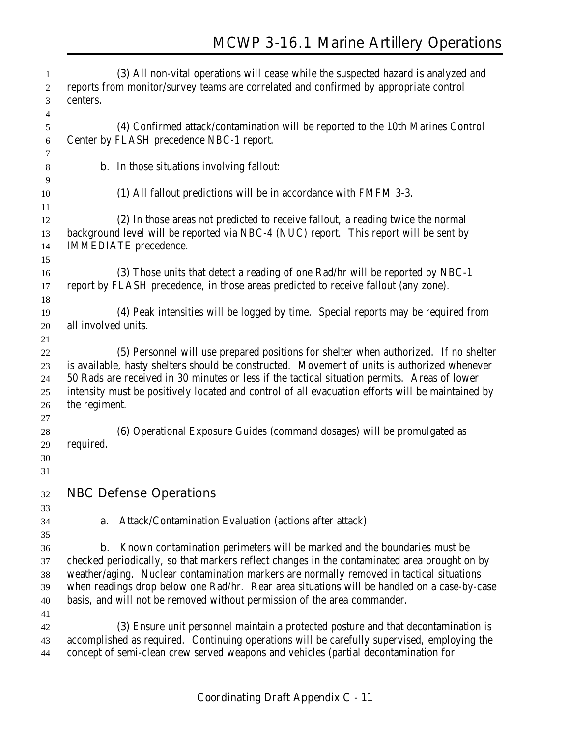(3) All non-vital operations will cease while the suspected hazard is analyzed and reports from monitor/survey teams are correlated and confirmed by appropriate control centers.

(4) Confirmed attack/contamination will be reported to the 10th Marines Control Center by FLASH precedence NBC-1 report.

b. In those situations involving fallout:

(1) All fallout predictions will be in accordance with FMFM 3-3.

(2) In those areas not predicted to receive fallout, a reading twice the normal background level will be reported via NBC-4 (NUC) report. This report will be sent by IMMEDIATE precedence.

(3) Those units that detect a reading of one Rad/hr will be reported by NBC-1 report by FLASH precedence, in those areas predicted to receive fallout (any zone).

(4) Peak intensities will be logged by time. Special reports may be required from all involved units.

(5) Personnel will use prepared positions for shelter when authorized. If no shelter is available, hasty shelters should be constructed. Movement of units is authorized whenever 50 Rads are received in 30 minutes or less if the tactical situation permits. Areas of lower intensity must be positively located and control of all evacuation efforts will be maintained by the regiment.

(6) Operational Exposure Guides (command dosages) will be promulgated as required.

## NBC Defense Operations

a. Attack/Contamination Evaluation (actions after attack)

b. Known contamination perimeters will be marked and the boundaries must be checked periodically, so that markers reflect changes in the contaminated area brought on by weather/aging. Nuclear contamination markers are normally removed in tactical situations when readings drop below one Rad/hr. Rear area situations will be handled on a case-by-case basis, and will not be removed without permission of the area commander.

(3) Ensure unit personnel maintain a protected posture and that decontamination is accomplished as required. Continuing operations will be carefully supervised, employing the concept of semi-clean crew served weapons and vehicles (partial decontamination for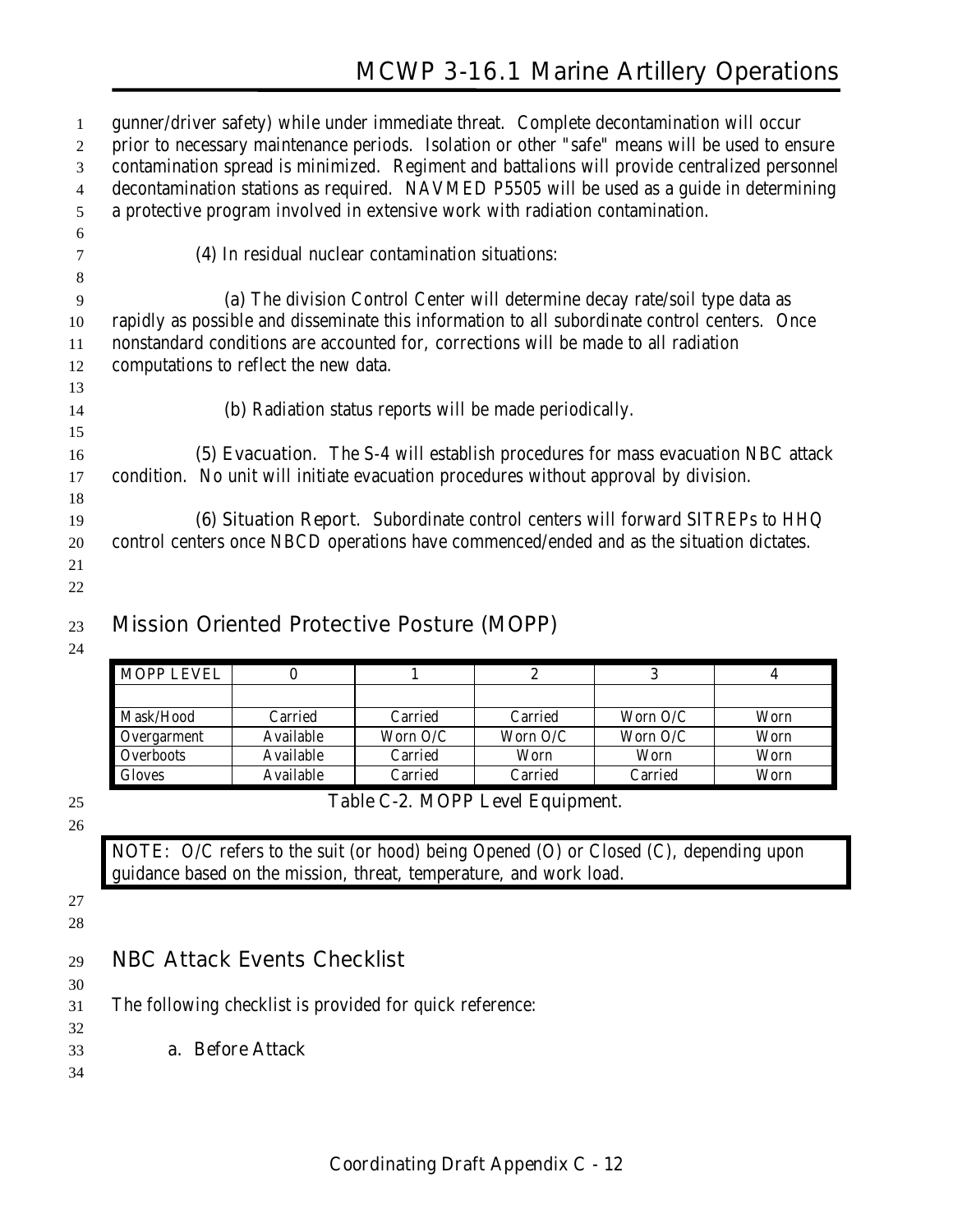gunner/driver safety) while under immediate threat. Complete decontamination will occur prior to necessary maintenance periods. Isolation or other "safe" means will be used to ensure contamination spread is minimized. Regiment and battalions will provide centralized personnel decontamination stations as required. NAVMED P5505 will be used as a guide in determining a protective program involved in extensive work with radiation contamination.

(4) In residual nuclear contamination situations:

(a) The division Control Center will determine decay rate/soil type data as rapidly as possible and disseminate this information to all subordinate control centers. Once nonstandard conditions are accounted for, corrections will be made to all radiation computations to reflect the new data.

(b) Radiation status reports will be made periodically.

(5) Evacuation. The S-4 will establish procedures for mass evacuation NBC attack condition. No unit will initiate evacuation procedures without approval by division.

(6) Situation Report. Subordinate control centers will forward SITREPs to HHQ control centers once NBCD operations have commenced/ended and as the situation dictates.

## Mission Oriented Protective Posture (MOPP)

| MOPP LEVEL | 0 | 1 | 2 | 3 | 4 |
|---|---|---|---|---|---|
| | | | | | |
| Mask/Hood | Carried | Carried | Carried | Worn O/C | Worn |
| Overgarment | Available | Worn O/C | Worn O/C | Worn O/C | Worn |
| Overboots | Available | Carried | Worn | Worn | Worn |
| Gloves | Available | Carried | Carried | Carried | Worn |

Table C-2. MOPP Level Equipment.

NOTE: O/C refers to the suit (or hood) being Opened (O) or Closed (C), depending upon guidance based on the mission, threat, temperature, and work load.

## NBC Attack Events Checklist

The following checklist is provided for quick reference:

a. Before Attack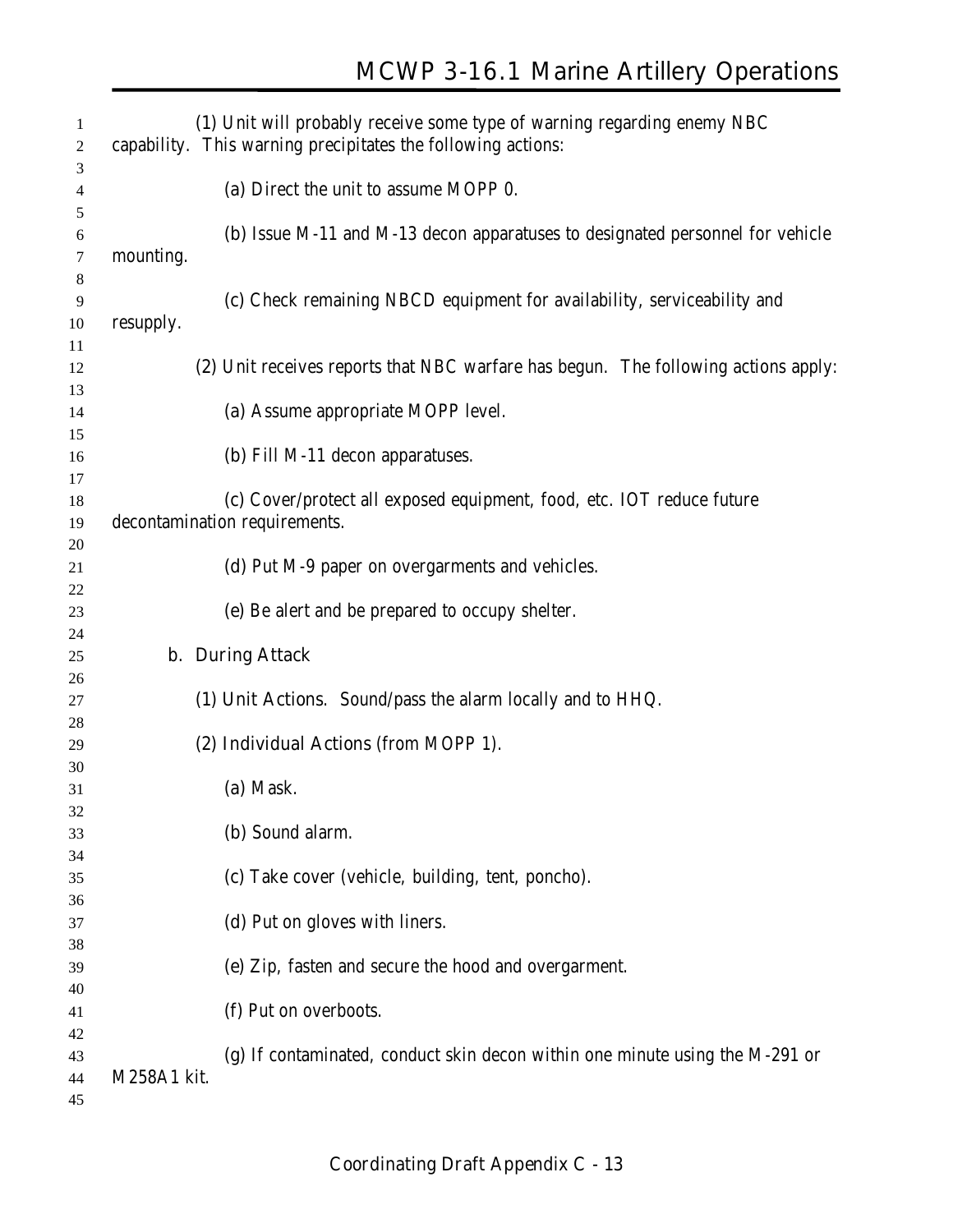(1) Unit will probably receive some type of warning regarding enemy NBC capability. This warning precipitates the following actions:

(a) Direct the unit to assume MOPP 0.

(b) Issue M-11 and M-13 decon apparatuses to designated personnel for vehicle mounting.

(c) Check remaining NBCD equipment for availability, serviceability and resupply.

(2) Unit receives reports that NBC warfare has begun. The following actions apply:

(a) Assume appropriate MOPP level.

(b) Fill M-11 decon apparatuses.

(c) Cover/protect all exposed equipment, food, etc. IOT reduce future decontamination requirements.

(d) Put M-9 paper on overgarments and vehicles.

(e) Be alert and be prepared to occupy shelter.

b. During Attack

(1) Unit Actions. Sound/pass the alarm locally and to HHQ.

(2) Individual Actions (from MOPP 1).

(a) Mask.

(b) Sound alarm.

(c) Take cover (vehicle, building, tent, poncho).

(d) Put on gloves with liners.

(e) Zip, fasten and secure the hood and overgarment.

(f) Put on overboots.

(g) If contaminated, conduct skin decon within one minute using the M-291 or M258A1 kit.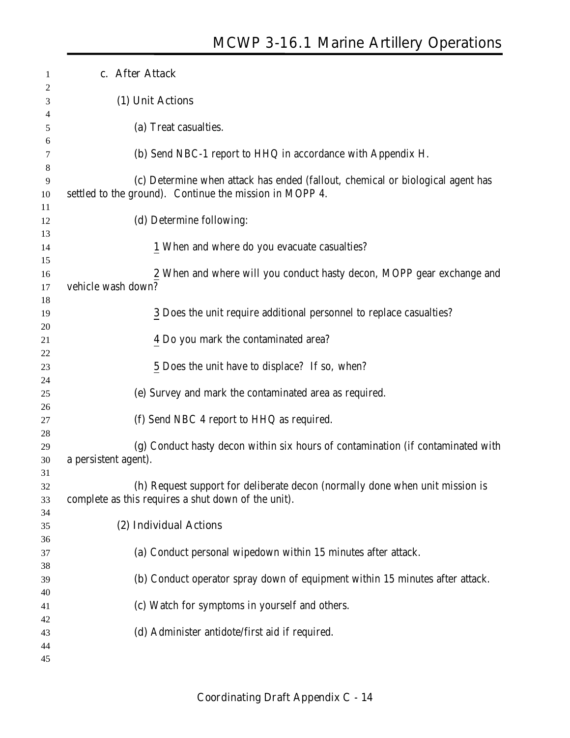c. After Attack

(1) Unit Actions

(a) Treat casualties.

(b) Send NBC-1 report to HHQ in accordance with Appendix H.

(c) Determine when attack has ended (fallout, chemical or biological agent has settled to the ground). Continue the mission in MOPP 4.

(d) Determine following:

1 When and where do you evacuate casualties?

2 When and where will you conduct hasty decon, MOPP gear exchange and vehicle wash down?

3 Does the unit require additional personnel to replace casualties?

4 Do you mark the contaminated area?

5 Does the unit have to displace? If so, when?

(e) Survey and mark the contaminated area as required.

(f) Send NBC 4 report to HHQ as required.

(g) Conduct hasty decon within six hours of contamination (if contaminated with a persistent agent).

(h) Request support for deliberate decon (normally done when unit mission is complete as this requires a shut down of the unit).

(2) Individual Actions

(a) Conduct personal wipedown within 15 minutes after attack.

(b) Conduct operator spray down of equipment within 15 minutes after attack.

(c) Watch for symptoms in yourself and others.

(d) Administer antidote/first aid if required.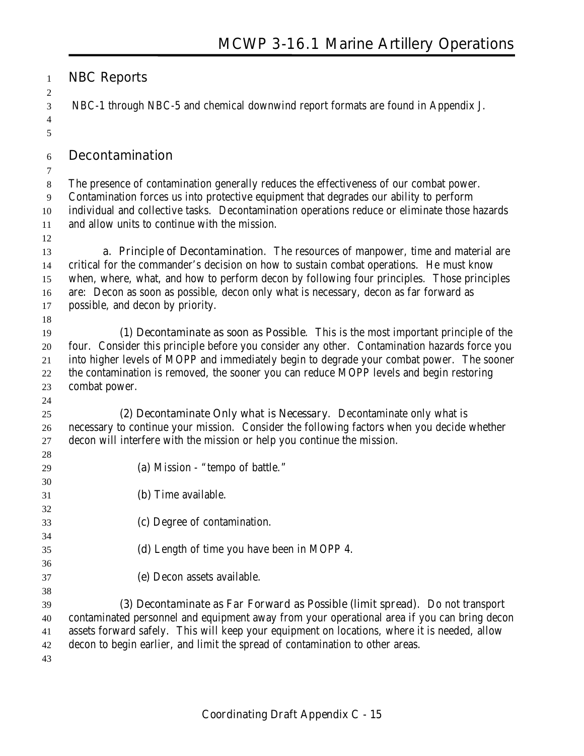## NBC Reports

NBC-1 through NBC-5 and chemical downwind report formats are found in Appendix J.

## Decontamination

The presence of contamination generally reduces the effectiveness of our combat power. Contamination forces us into protective equipment that degrades our ability to perform individual and collective tasks. Decontamination operations reduce or eliminate those hazards and allow units to continue with the mission.

a. **Principle of Decontamination**. The resources of manpower, time and material are critical for the commander's decision on how to sustain combat operations. He must know when, where, what, and how to perform decon by following four principles. Those principles are: Decon as soon as possible, decon only what is necessary, decon as far forward as possible, and decon by priority.

(1) **Decontaminate as soon as Possible**. This is the most important principle of the four. Consider this principle before you consider any other. Contamination hazards force you into higher levels of MOPP and immediately begin to degrade your combat power. The sooner the contamination is removed, the sooner you can reduce MOPP levels and begin restoring combat power.

(2) **Decontaminate Only what is Necessary**. Decontaminate only what is necessary to continue your mission. Consider the following factors when you decide whether decon will interfere with the mission or help you continue the mission.

(a) Mission - "tempo of battle."

(b) Time available.

(c) Degree of contamination.

(d) Length of time you have been in MOPP 4.

(e) Decon assets available.

(3) **Decontaminate as Far Forward as Possible (limit spread)**. Do not transport contaminated personnel and equipment away from your operational area if you can bring decon assets forward safely. This will keep your equipment on locations, where it is needed, allow decon to begin earlier, and limit the spread of contamination to other areas.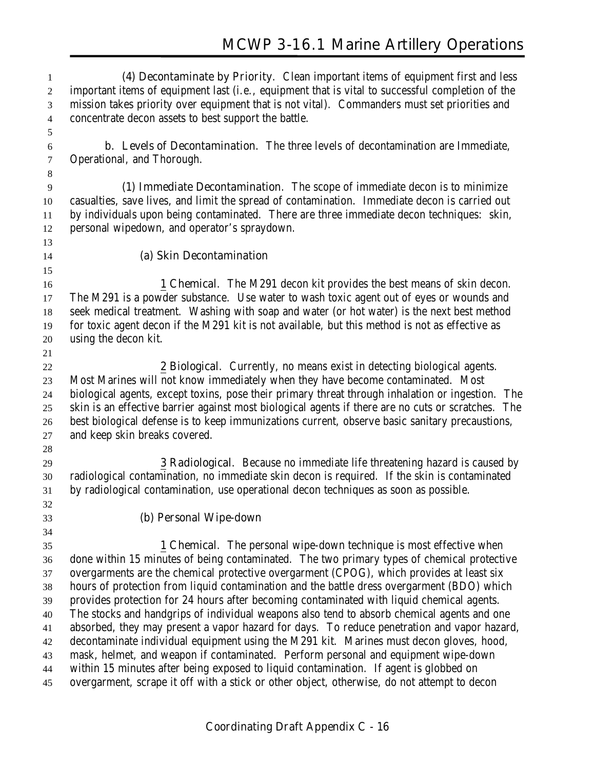(4) Decontaminate by Priority. Clean important items of equipment first and less important items of equipment last (i.e., equipment that is vital to successful completion of the mission takes priority over equipment that is not vital). Commanders must set priorities and concentrate decon assets to best support the battle.

b. Levels of Decontamination. The three levels of decontamination are Immediate, Operational, and Thorough.

(1) Immediate Decontamination. The scope of immediate decon is to minimize casualties, save lives, and limit the spread of contamination. Immediate decon is carried out by individuals upon being contaminated. There are three immediate decon techniques: skin, personal wipedown, and operator's spraydown.

(a) Skin Decontamination

1 Chemical. The M291 decon kit provides the best means of skin decon. The M291 is a powder substance. Use water to wash toxic agent out of eyes or wounds and seek medical treatment. Washing with soap and water (or hot water) is the next best method for toxic agent decon if the M291 kit is not available, but this method is not as effective as using the decon kit.

2 Biological. Currently, no means exist in detecting biological agents. Most Marines will not know immediately when they have become contaminated. Most biological agents, except toxins, pose their primary threat through inhalation or ingestion. The skin is an effective barrier against most biological agents if there are no cuts or scratches. The best biological defense is to keep immunizations current, observe basic sanitary precaustions, and keep skin breaks covered.

3 Radiological. Because no immediate life threatening hazard is caused by radiological contamination, no immediate skin decon is required. If the skin is contaminated by radiological contamination, use operational decon techniques as soon as possible.

(b) Personal Wipe-down

1 Chemical. The personal wipe-down technique is most effective when done within 15 minutes of being contaminated. The two primary types of chemical protective overgarments are the chemical protective overgarment (CPOG), which provides at least six hours of protection from liquid contamination and the battle dress overgarment (BDO) which provides protection for 24 hours after becoming contaminated with liquid chemical agents. The stocks and handgrips of individual weapons also tend to absorb chemical agents and one absorbed, they may present a vapor hazard for days. To reduce penetration and vapor hazard, decontaminate individual equipment using the M291 kit. Marines must decon gloves, hood, mask, helmet, and weapon if contaminated. Perform personal and equipment wipe-down within 15 minutes after being exposed to liquid contamination. If agent is globbed on overgarment, scrape it off with a stick or other object, otherwise, do not attempt to decon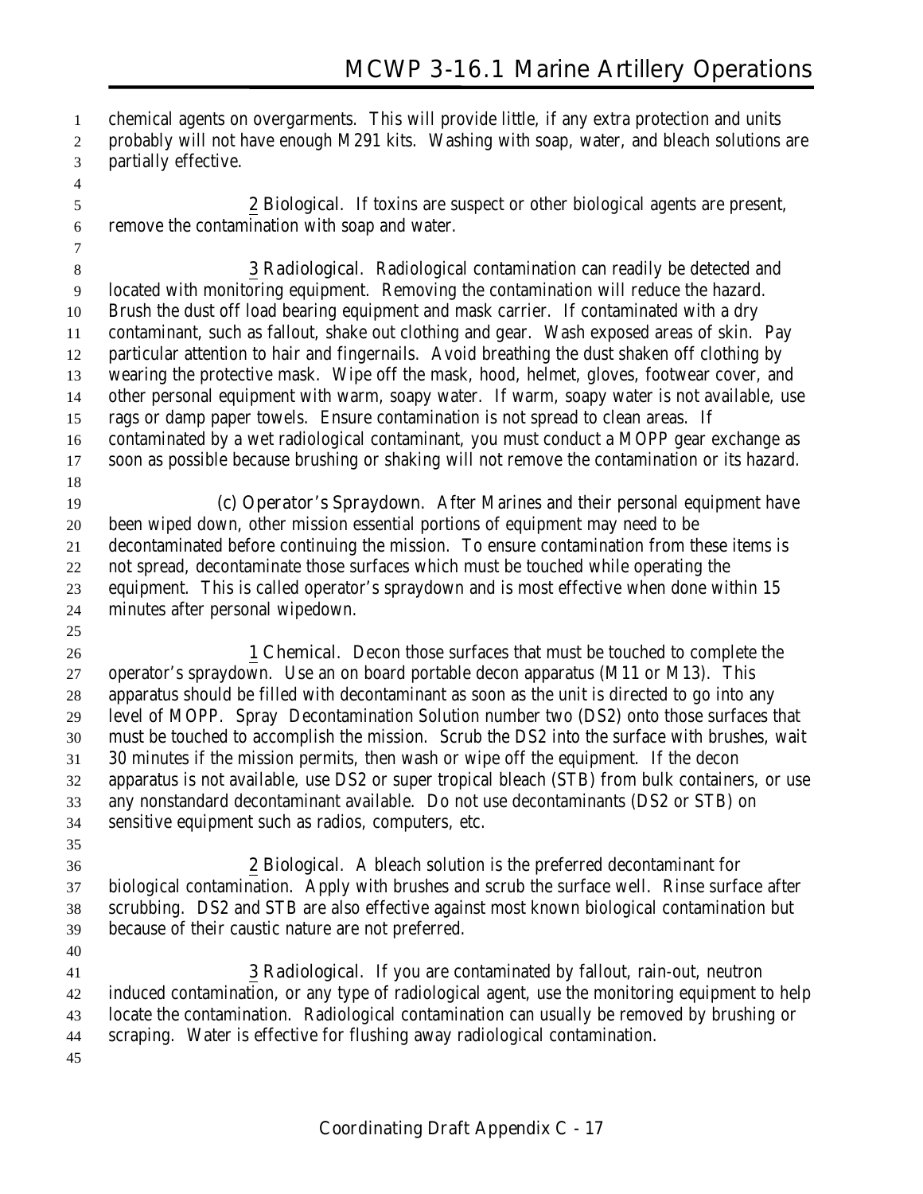chemical agents on overgarments. This will provide little, if any extra protection and units probably will not have enough M291 kits. Washing with soap, water, and bleach solutions are partially effective.

2 Biological. If toxins are suspect or other biological agents are present, remove the contamination with soap and water.

3 Radiological. Radiological contamination can readily be detected and located with monitoring equipment. Removing the contamination will reduce the hazard. Brush the dust off load bearing equipment and mask carrier. If contaminated with a dry contaminant, such as fallout, shake out clothing and gear. Wash exposed areas of skin. Pay particular attention to hair and fingernails. Avoid breathing the dust shaken off clothing by wearing the protective mask. Wipe off the mask, hood, helmet, gloves, footwear cover, and other personal equipment with warm, soapy water. If warm, soapy water is not available, use rags or damp paper towels. Ensure contamination is not spread to clean areas. If contaminated by a wet radiological contaminant, you must conduct a MOPP gear exchange as soon as possible because brushing or shaking will not remove the contamination or its hazard.

(c) Operator's Spraydown. After Marines and their personal equipment have been wiped down, other mission essential portions of equipment may need to be decontaminated before continuing the mission. To ensure contamination from these items is not spread, decontaminate those surfaces which must be touched while operating the equipment. This is called operator's spraydown and is most effective when done within 15 minutes after personal wipedown.

1 Chemical. Decon those surfaces that must be touched to complete the operator's spraydown. Use an on board portable decon apparatus (M11 or M13). This apparatus should be filled with decontaminant as soon as the unit is directed to go into any level of MOPP. Spray Decontamination Solution number two (DS2) onto those surfaces that must be touched to accomplish the mission. Scrub the DS2 into the surface with brushes, wait 30 minutes if the mission permits, then wash or wipe off the equipment. If the decon apparatus is not available, use DS2 or super tropical bleach (STB) from bulk containers, or use any nonstandard decontaminant available. Do not use decontaminants (DS2 or STB) on sensitive equipment such as radios, computers, etc.

2 Biological. A bleach solution is the preferred decontaminant for biological contamination. Apply with brushes and scrub the surface well. Rinse surface after scrubbing. DS2 and STB are also effective against most known biological contamination but because of their caustic nature are not preferred.

3 Radiological. If you are contaminated by fallout, rain-out, neutron induced contamination, or any type of radiological agent, use the monitoring equipment to help locate the contamination. Radiological contamination can usually be removed by brushing or scraping. Water is effective for flushing away radiological contamination.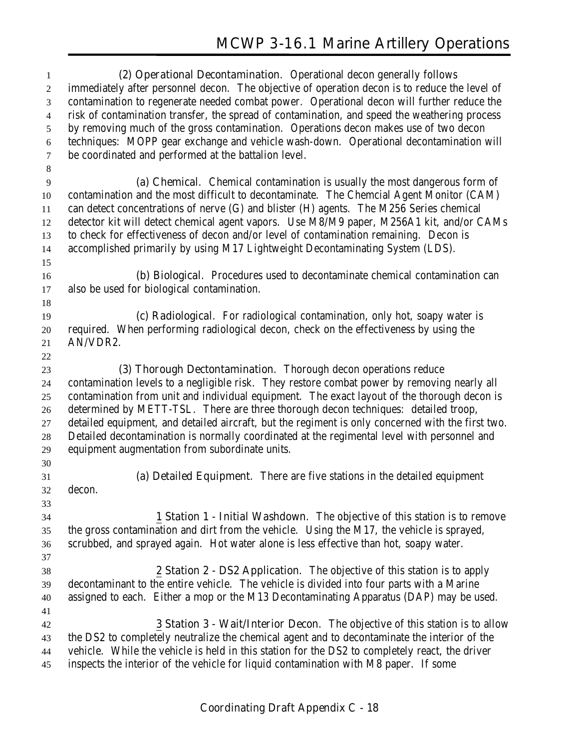(2) Operational Decontamination. Operational decon generally follows immediately after personnel decon. The objective of operation decon is to reduce the level of contamination to regenerate needed combat power. Operational decon will further reduce the risk of contamination transfer, the spread of contamination, and speed the weathering process by removing much of the gross contamination. Operations decon makes use of two decon techniques: MOPP gear exchange and vehicle wash-down. Operational decontamination will be coordinated and performed at the battalion level.

(a) Chemical. Chemical contamination is usually the most dangerous form of contamination and the most difficult to decontaminate. The Chemcial Agent Monitor (CAM) can detect concentrations of nerve (G) and blister (H) agents. The M256 Series chemical detector kit will detect chemical agent vapors. Use M8/M9 paper, M256A1 kit, and/or CAMs to check for effectiveness of decon and/or level of contamination remaining. Decon is accomplished primarily by using M17 Lightweight Decontaminating System (LDS).

(b) Biological. Procedures used to decontaminate chemical contamination can also be used for biological contamination.

(c) Radiological. For radiological contamination, only hot, soapy water is required. When performing radiological decon, check on the effectiveness by using the AN/VDR2.

(3) Thorough Dectontamination. Thorough decon operations reduce contamination levels to a negligible risk. They restore combat power by removing nearly all contamination from unit and individual equipment. The exact layout of the thorough decon is determined by METT-TSL. There are three thorough decon techniques: detailed troop, detailed equipment, and detailed aircraft, but the regiment is only concerned with the first two. Detailed decontamination is normally coordinated at the regimental level with personnel and equipment augmentation from subordinate units.

(a) Detailed Equipment. There are five stations in the detailed equipment decon.

1 Station 1 - Initial Washdown. The objective of this station is to remove the gross contamination and dirt from the vehicle. Using the M17, the vehicle is sprayed, scrubbed, and sprayed again. Hot water alone is less effective than hot, soapy water.

2 Station 2 - DS2 Application. The objective of this station is to apply decontaminant to the entire vehicle. The vehicle is divided into four parts with a Marine assigned to each. Either a mop or the M13 Decontaminating Apparatus (DAP) may be used.

3 Station 3 - Wait/Interior Decon. The objective of this station is to allow the DS2 to completely neutralize the chemical agent and to decontaminate the interior of the vehicle. While the vehicle is held in this station for the DS2 to completely react, the driver inspects the interior of the vehicle for liquid contamination with M8 paper. If some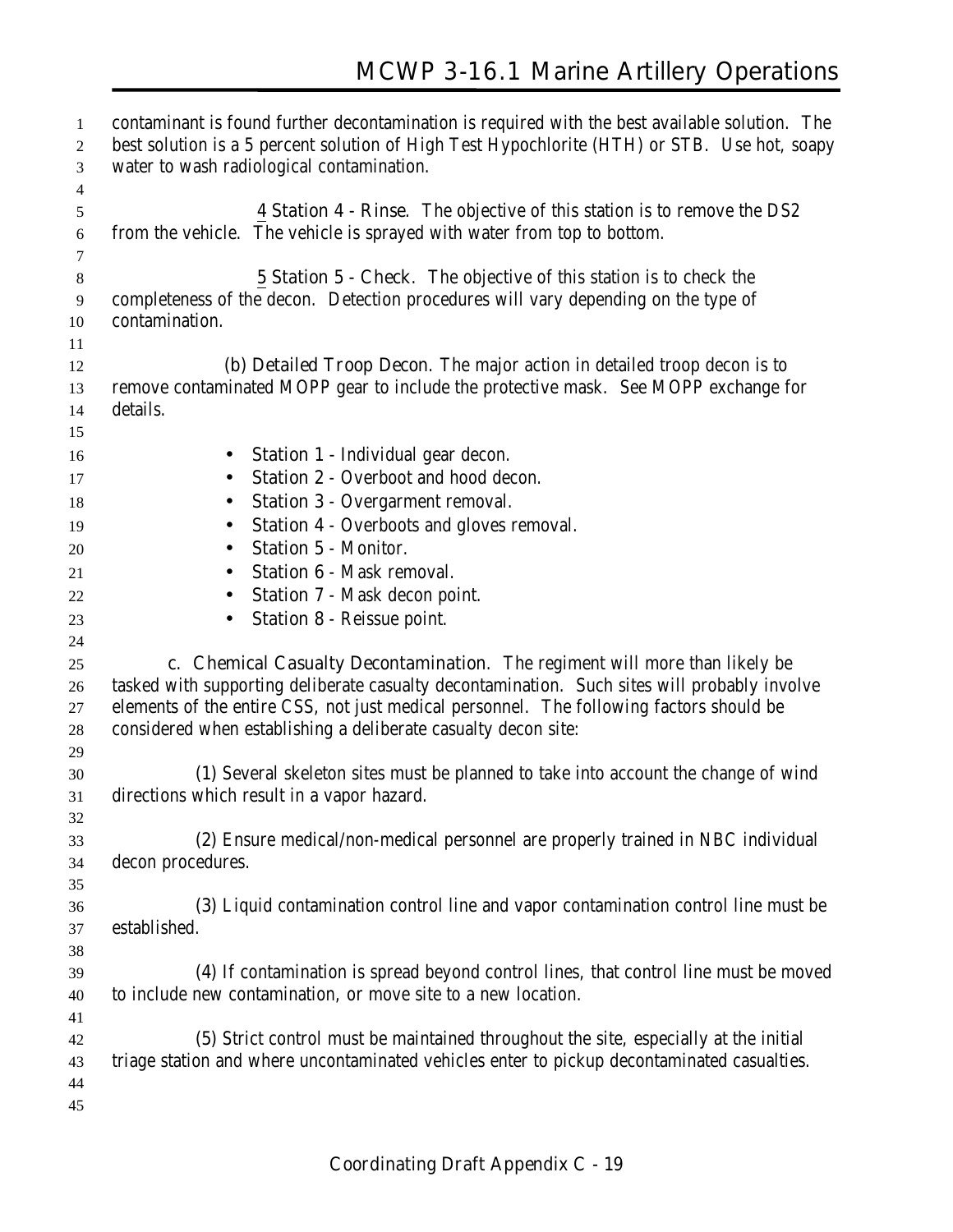contaminant is found further decontamination is required with the best available solution. The best solution is a 5 percent solution of High Test Hypochlorite (HTH) or STB. Use hot, soapy water to wash radiological contamination.

4 Station 4 - Rinse. The objective of this station is to remove the DS2 from the vehicle. The vehicle is sprayed with water from top to bottom.

5 Station 5 - Check. The objective of this station is to check the completeness of the decon. Detection procedures will vary depending on the type of contamination.

(b) Detailed Troop Decon. The major action in detailed troop decon is to remove contaminated MOPP gear to include the protective mask. See MOPP exchange for details.

- Station 1 - Individual gear decon.
- Station 2 - Overboot and hood decon.
- Station 3 - Overgarment removal.
- Station 4 - Overboots and gloves removal.
- Station 5 - Monitor.
- Station 6 - Mask removal.
- Station 7 - Mask decon point.
- Station 8 - Reissue point.

c. Chemical Casualty Decontamination. The regiment will more than likely be tasked with supporting deliberate casualty decontamination. Such sites will probably involve elements of the entire CSS, not just medical personnel. The following factors should be considered when establishing a deliberate casualty decon site:

(1) Several skeleton sites must be planned to take into account the change of wind directions which result in a vapor hazard.

(2) Ensure medical/non-medical personnel are properly trained in NBC individual decon procedures.

(3) Liquid contamination control line and vapor contamination control line must be established.

(4) If contamination is spread beyond control lines, that control line must be moved to include new contamination, or move site to a new location.

(5) Strict control must be maintained throughout the site, especially at the initial triage station and where uncontaminated vehicles enter to pickup decontaminated casualties.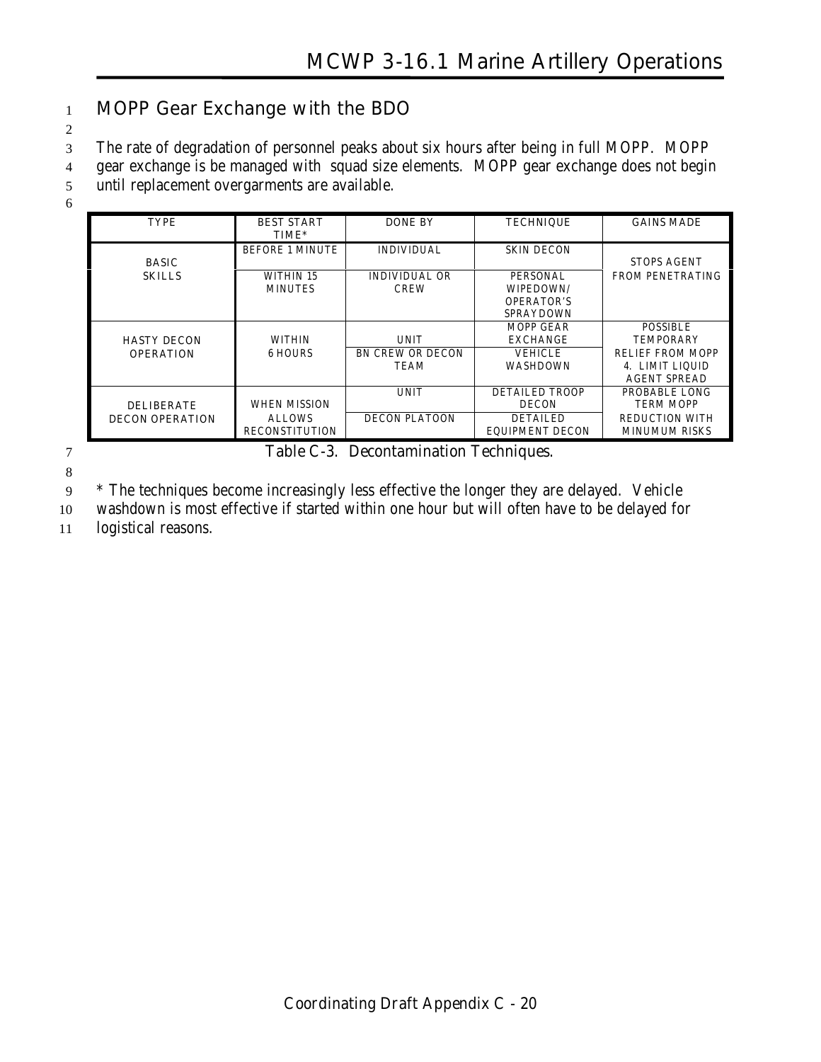## MOPP Gear Exchange with the BDO

The rate of degradation of personnel peaks about six hours after being in full MOPP. MOPP gear exchange is be managed with squad size elements. MOPP gear exchange does not begin until replacement overgarments are available.

| TYPE | BEST START TIME* | DONE BY | TECHNIQUE | GAINS MADE |
|---|---|---|---|---|
| BASIC SKILLS | BEFORE 1 MINUTE | INDIVIDUAL | SKIN DECON | STOPS AGENT FROM PENETRATING |
| | WITHIN 15 MINUTES | INDIVIDUAL OR CREW | PERSONAL WIPEDOWN/ OPERATOR'S SPRAYDOWN | |
| HASTY DECON OPERATION | WITHIN 6 HOURS | UNIT | MOPP GEAR EXCHANGE | POSSIBLE TEMPORARY RELIEF FROM MOPP 4. LIMIT LIQUID AGENT SPREAD |
| | | BN CREW OR DECON TEAM | VEHICLE WASHDOWN | |
| DELIBERATE DECON OPERATION | WHEN MISSION ALLOWS RECONSTITUTION | UNIT | DETAILED TROOP DECON | PROBABLE LONG TERM MOPP REDUCTION WITH MINUMUM RISKS |
| | | DECON PLATOON | DETAILED EQUIPMENT DECON | |

Table C-3. Decontamination Techniques.

* The techniques become increasingly less effective the longer they are delayed. Vehicle washdown is most effective if started within one hour but will often have to be delayed for logistical reasons.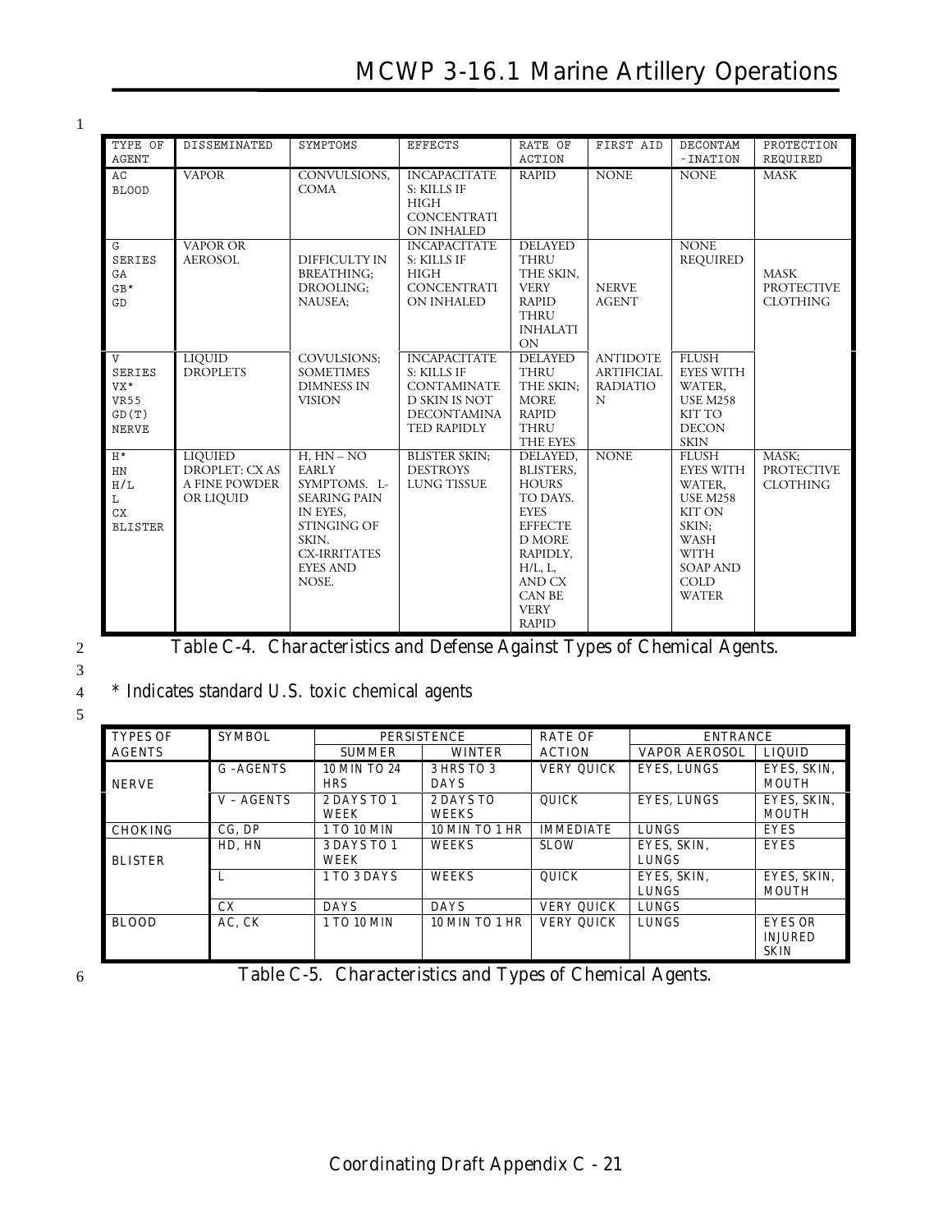| TYPE OF AGENT | DISSEMINATED | SYMPTOMS | EFFECTS | RATE OF ACTION | FIRST AID | DECONTAM -INATION | PROTECTION REQUIRED |
|---|---|---|---|---|---|---|---|
| AC BLOOD | VAPOR | CONVULSIONS, COMA | INCAPACITATES: KILLS IF HIGH CONCENTRATION INHALED | RAPID | NONE | NONE | MASK |
| G SERIES GA GB* GD | VAPOR OR AEROSOL | DIFFICULTY IN BREATHING; DROOLING; NAUSEA; | INCAPACITATES: KILLS IF HIGH CONCENTRATION INHALED | DELAYED THRU THE SKIN, VERY RAPID THRU INHALATION | NERVE AGENT | NONE REQUIRED | MASK PROTECTIVE CLOTHING |
| V SERIES VX* VR55 GD(T) NERVE | LIQUID DROPLETS | COVULSIONS; SOMETIMES DIMNESS IN VISION | INCAPACITATES: KILLS IF CONTAMINATED SKIN IS NOT DECONTAMINATED RAPIDLY | DELAYED THRU THE SKIN; MORE RAPID THRU THE EYES | ANTIDOTE ARTIFICIAL RADIATION | FLUSH EYES WITH WATER, USE M258 KIT TO DECON SKIN | |
| H* HN H/L L CX BLISTER | LIQUIED DROPLET: CX AS A FINE POWDER OR LIQUID | H, HN – NO EARLY SYMPTOMS. L-SEARING PAIN IN EYES, STINGING OF SKIN. CX-IRRITATES EYES AND NOSE. | BLISTER SKIN; DESTROYS LUNG TISSUE | DELAYED, BLISTERS, HOURS TO DAYS. EYES EFFECTED MORE RAPIDLY, H/L, L, AND CX CAN BE VERY RAPID | NONE | FLUSH EYES WITH WATER, USE M258 KIT ON SKIN; WASH WITH SOAP AND COLD WATER | MASK; PROTECTIVE CLOTHING |

Table C-4. Characteristics and Defense Against Types of Chemical Agents.

* Indicates standard U.S. toxic chemical agents

| TYPES OF AGENTS | SYMBOL | PERSISTENCE | | RATE OF ACTION | ENTRANCE | |
|---|---|---|---|---|---|---|
| | | SUMMER | WINTER | | VAPOR AEROSOL | LIQUID |
| NERVE | G –AGENTS | 10 MIN TO 24 HRS | 3 HRS TO 3 DAYS | VERY QUICK | EYES, LUNGS | EYES, SKIN, MOUTH |
| | V – AGENTS | 2 DAYS TO 1 WEEK | 2 DAYS TO WEEKS | QUICK | EYES, LUNGS | EYES, SKIN, MOUTH |
| CHOKING | CG, DP | 1 TO 10 MIN | 10 MIN TO 1 HR | IMMEDIATE | LUNGS | EYES |
| BLISTER | HD, HN | 3 DAYS TO 1 WEEK | WEEKS | SLOW | EYES, SKIN, LUNGS | EYES |
| | L | 1 TO 3 DAYS | WEEKS | QUICK | EYES, SKIN, LUNGS | EYES, SKIN, MOUTH |
| | CX | DAYS | DAYS | VERY QUICK | LUNGS | |
| BLOOD | AC, CK | 1 TO 10 MIN | 10 MIN TO 1 HR | VERY QUICK | LUNGS | EYES OR INJURED SKIN |

Table C-5. Characteristics and Types of Chemical Agents.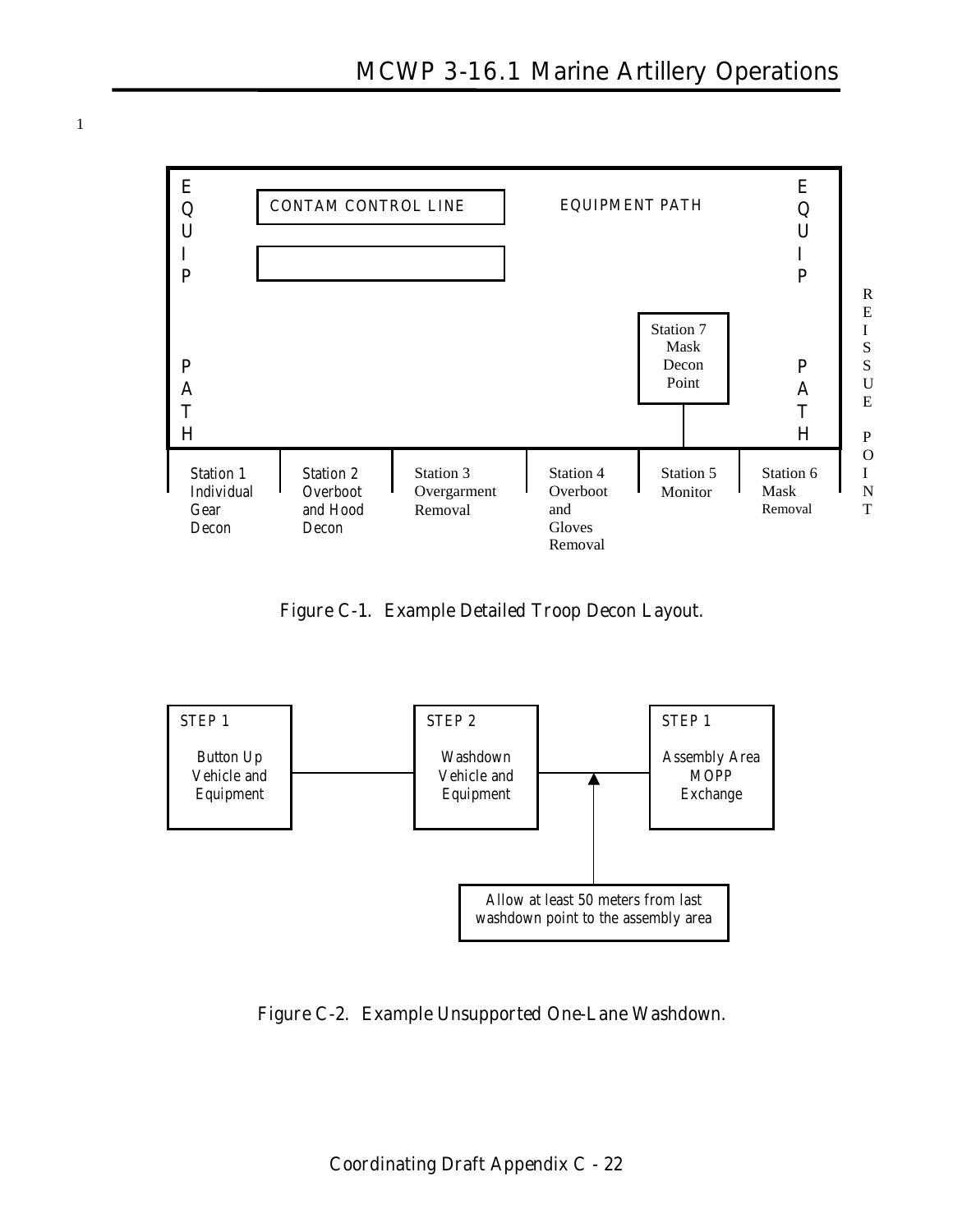1

EQUIP PATH

CONTAM CONTROL LINE

EQUIPMENT PATH

EQUIP PATH

Station 7 Mask Decon Point

REISSUE POINT

Station 1 Individual Gear Decon

Station 2 Overboot and Hood Decon

Station 3 Overgarment Removal

Station 4 Overboot and Gloves Removal

Station 5 Monitor

Station 6 Mask Removal

Figure C-1. Example Detailed Troop Decon Layout.

STEP 1 Button Up Vehicle and Equipment

STEP 2 Washdown Vehicle and Equipment

STEP 1 Assembly Area MOPP Exchange

Allow at least 50 meters from last washdown point to the assembly area

Figure C-2. Example Unsupported One-Lane Washdown.